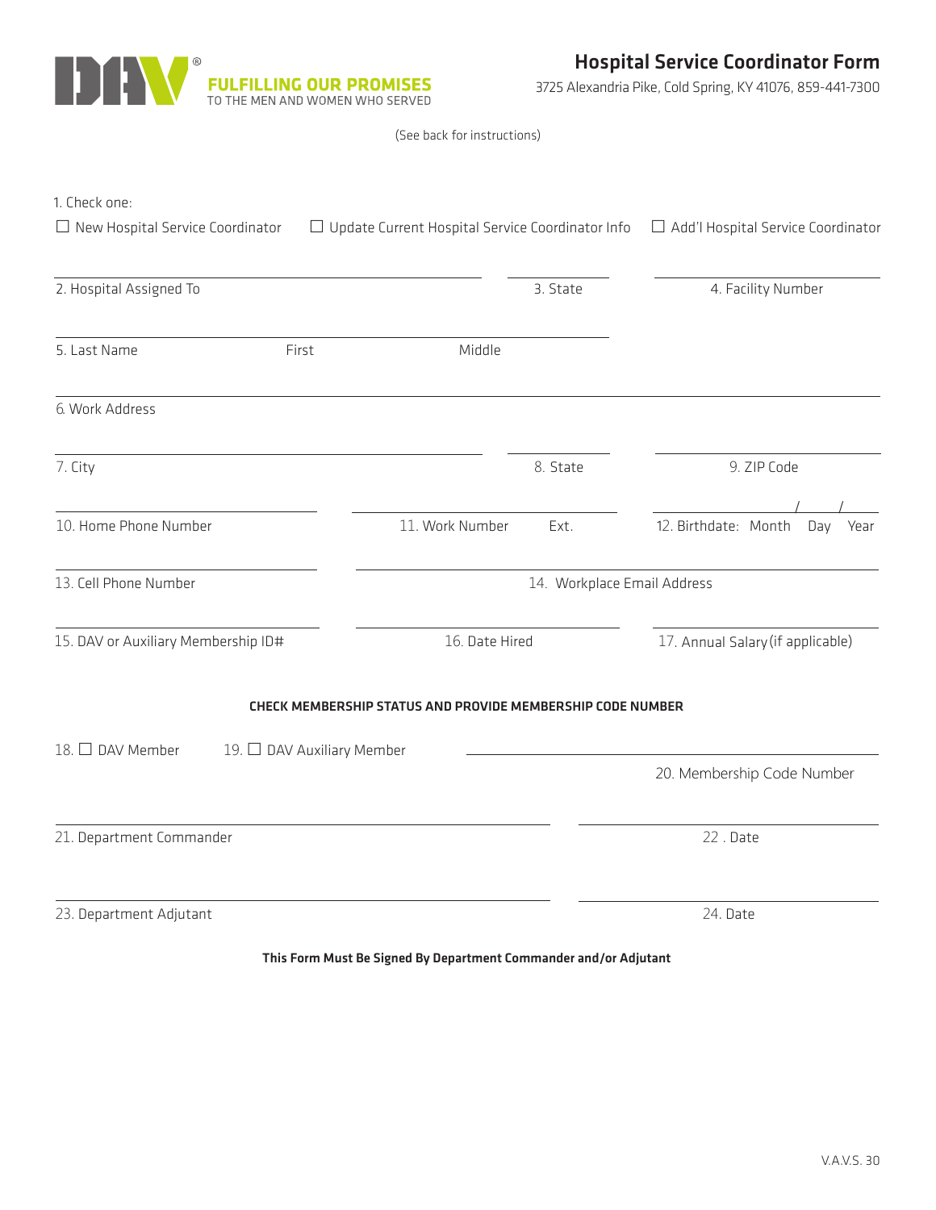DAV® **FULFILLING OUR PROMISES** TO THE MEN AND WOMEN WHO SERVED

# Hospital Service Coordinator Form

3725 Alexandria Pike, Cold Spring, KY 41076, 859-441-7300

(See back for instructions)

1. Check one:

☐ New Hospital Service Coordinator ☐ Update Current Hospital Service Coordinator Info ☐ Add'l Hospital Service Coordinator

2. Hospital Assigned To _______________ 3. State _______________ 4. Facility Number _______________

5. Last Name _______________ First _______________ Middle _______________

6. Work Address _______________

7. City _______________ 8. State _______________ 9. ZIP Code _______________

10. Home Phone Number _______________ 11. Work Number _______________ Ext. _______________ 12. Birthdate: Month / Day / Year

13. Cell Phone Number _______________ 14. Workplace Email Address _______________

15. DAV or Auxiliary Membership ID# _______________ 16. Date Hired _______________ 17. Annual Salary (if applicable) _______________

**CHECK MEMBERSHIP STATUS AND PROVIDE MEMBERSHIP CODE NUMBER**

18. ☐ DAV Member 19. ☐ DAV Auxiliary Member

20. Membership Code Number _______________

21. Department Commander _______________ 22. Date _______________

23. Department Adjutant _______________ 24. Date _______________

**This Form Must Be Signed By Department Commander and/or Adjutant**

V.A.V.S. 30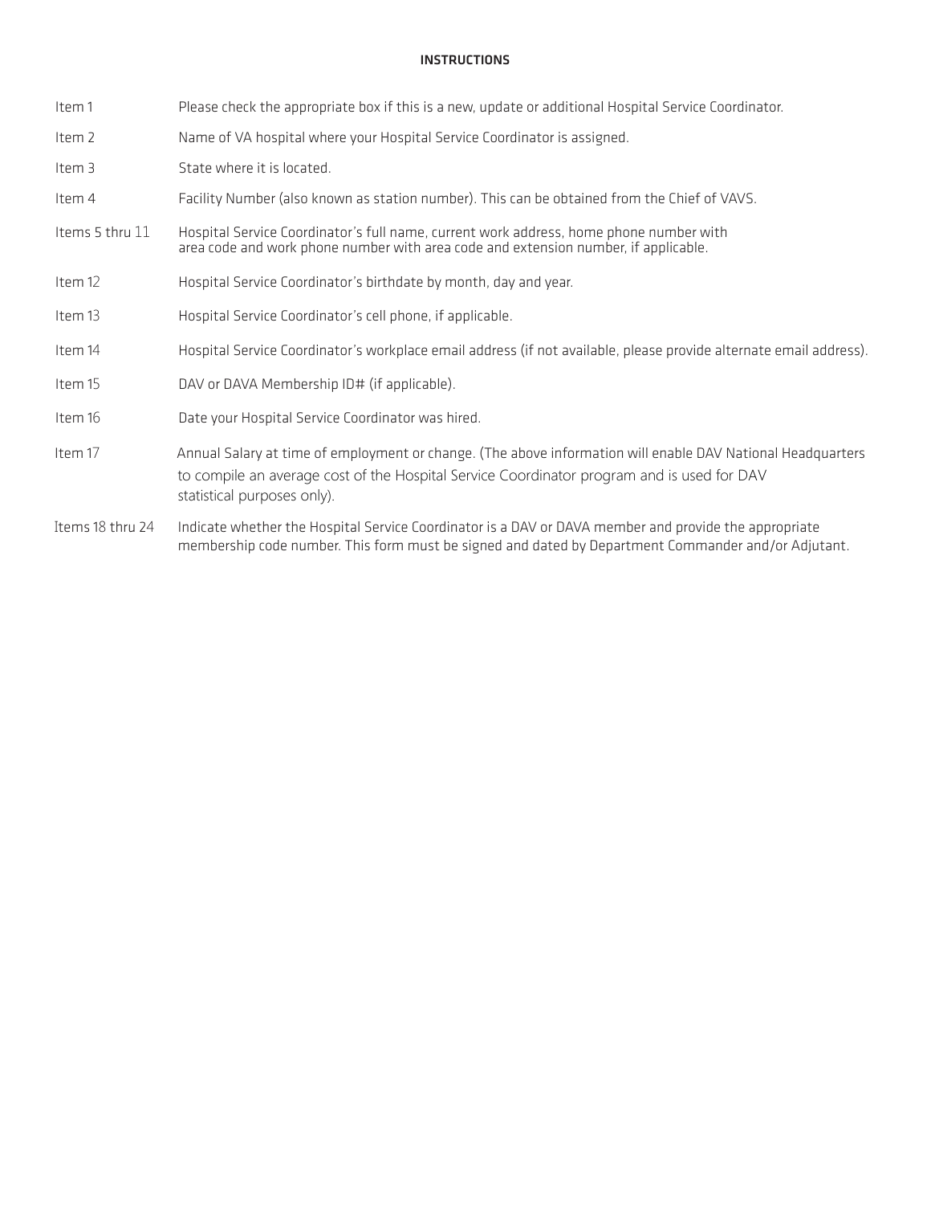## INSTRUCTIONS

| | |
|---|---|
| Item 1 | Please check the appropriate box if this is a new, update or additional Hospital Service Coordinator. |
| Item 2 | Name of VA hospital where your Hospital Service Coordinator is assigned. |
| Item 3 | State where it is located. |
| Item 4 | Facility Number (also known as station number). This can be obtained from the Chief of VAVS. |
| Items 5 thru 11 | Hospital Service Coordinator's full name, current work address, home phone number with area code and work phone number with area code and extension number, if applicable. |
| Item 12 | Hospital Service Coordinator's birthdate by month, day and year. |
| Item 13 | Hospital Service Coordinator's cell phone, if applicable. |
| Item 14 | Hospital Service Coordinator's workplace email address (if not available, please provide alternate email address). |
| Item 15 | DAV or DAVA Membership ID# (if applicable). |
| Item 16 | Date your Hospital Service Coordinator was hired. |
| Item 17 | Annual Salary at time of employment or change. (The above information will enable DAV National Headquarters to compile an average cost of the Hospital Service Coordinator program and is used for DAV statistical purposes only). |
| Items 18 thru 24 | Indicate whether the Hospital Service Coordinator is a DAV or DAVA member and provide the appropriate membership code number. This form must be signed and dated by Department Commander and/or Adjutant. |